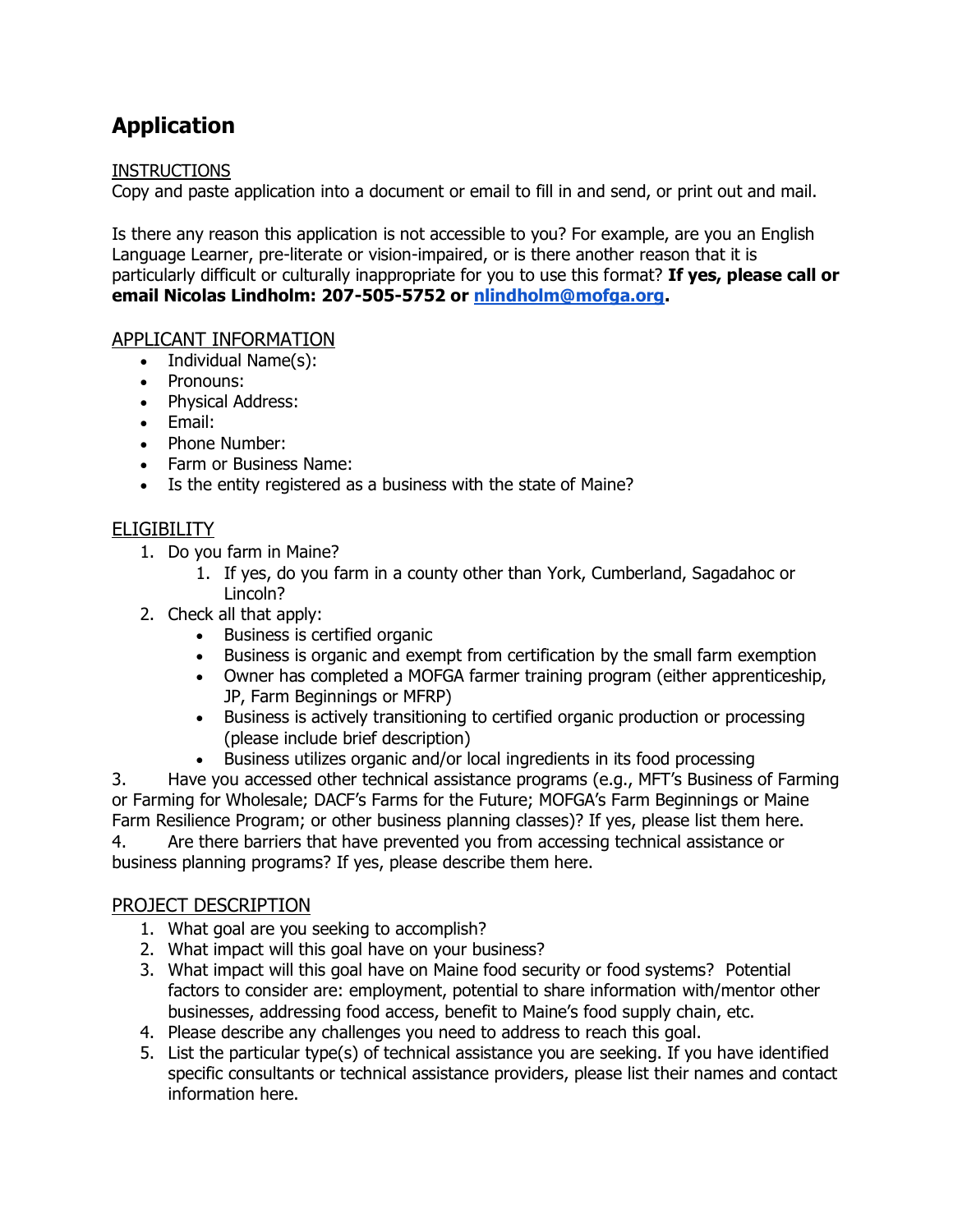# Application

INSTRUCTIONS

Copy and paste application into a document or email to fill in and send, or print out and mail.

Is there any reason this application is not accessible to you? For example, are you an English Language Learner, pre-literate or vision-impaired, or is there another reason that it is particularly difficult or culturally inappropriate for you to use this format? **If yes, please call or email Nicolas Lindholm: 207-505-5752 or [nlindholm@mofga.org](mailto:nlindholm@mofga.org).**

APPLICANT INFORMATION

- Individual Name(s):
- Pronouns:
- Physical Address:
- Email:
- Phone Number:
- Farm or Business Name:
- Is the entity registered as a business with the state of Maine?

ELIGIBILITY

1. Do you farm in Maine?
    1. If yes, do you farm in a county other than York, Cumberland, Sagadahoc or Lincoln?
2. Check all that apply:
    - Business is certified organic
    - Business is organic and exempt from certification by the small farm exemption
    - Owner has completed a MOFGA farmer training program (either apprenticeship, JP, Farm Beginnings or MFRP)
    - Business is actively transitioning to certified organic production or processing (please include brief description)
    - Business utilizes organic and/or local ingredients in its food processing
3. Have you accessed other technical assistance programs (e.g., MFT's Business of Farming or Farming for Wholesale; DACF's Farms for the Future; MOFGA's Farm Beginnings or Maine Farm Resilience Program; or other business planning classes)? If yes, please list them here.
4. Are there barriers that have prevented you from accessing technical assistance or business planning programs? If yes, please describe them here.

PROJECT DESCRIPTION

1. What goal are you seeking to accomplish?
2. What impact will this goal have on your business?
3. What impact will this goal have on Maine food security or food systems? Potential factors to consider are: employment, potential to share information with/mentor other businesses, addressing food access, benefit to Maine's food supply chain, etc.
4. Please describe any challenges you need to address to reach this goal.
5. List the particular type(s) of technical assistance you are seeking. If you have identified specific consultants or technical assistance providers, please list their names and contact information here.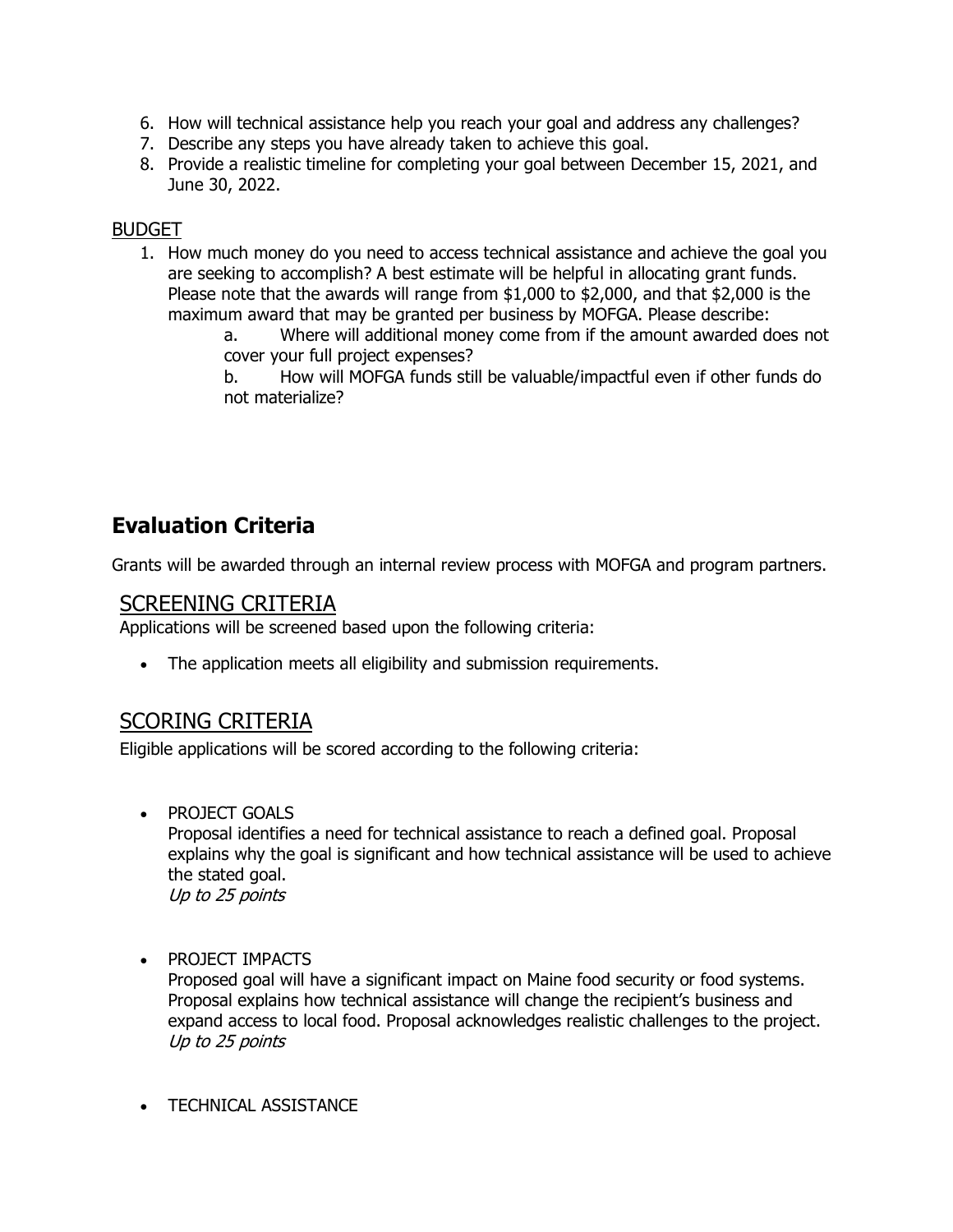6. How will technical assistance help you reach your goal and address any challenges?
7. Describe any steps you have already taken to achieve this goal.
8. Provide a realistic timeline for completing your goal between December 15, 2021, and June 30, 2022.

BUDGET

1. How much money do you need to access technical assistance and achieve the goal you are seeking to accomplish? A best estimate will be helpful in allocating grant funds. Please note that the awards will range from $1,000 to $2,000, and that $2,000 is the maximum award that may be granted per business by MOFGA. Please describe:
   a. Where will additional money come from if the amount awarded does not cover your full project expenses?
   b. How will MOFGA funds still be valuable/impactful even if other funds do not materialize?

## Evaluation Criteria

Grants will be awarded through an internal review process with MOFGA and program partners.

### SCREENING CRITERIA

Applications will be screened based upon the following criteria:

- The application meets all eligibility and submission requirements.

### SCORING CRITERIA

Eligible applications will be scored according to the following criteria:

- PROJECT GOALS
  Proposal identifies a need for technical assistance to reach a defined goal. Proposal explains why the goal is significant and how technical assistance will be used to achieve the stated goal.
  *Up to 25 points*

- PROJECT IMPACTS
  Proposed goal will have a significant impact on Maine food security or food systems. Proposal explains how technical assistance will change the recipient's business and expand access to local food. Proposal acknowledges realistic challenges to the project.
  *Up to 25 points*

- TECHNICAL ASSISTANCE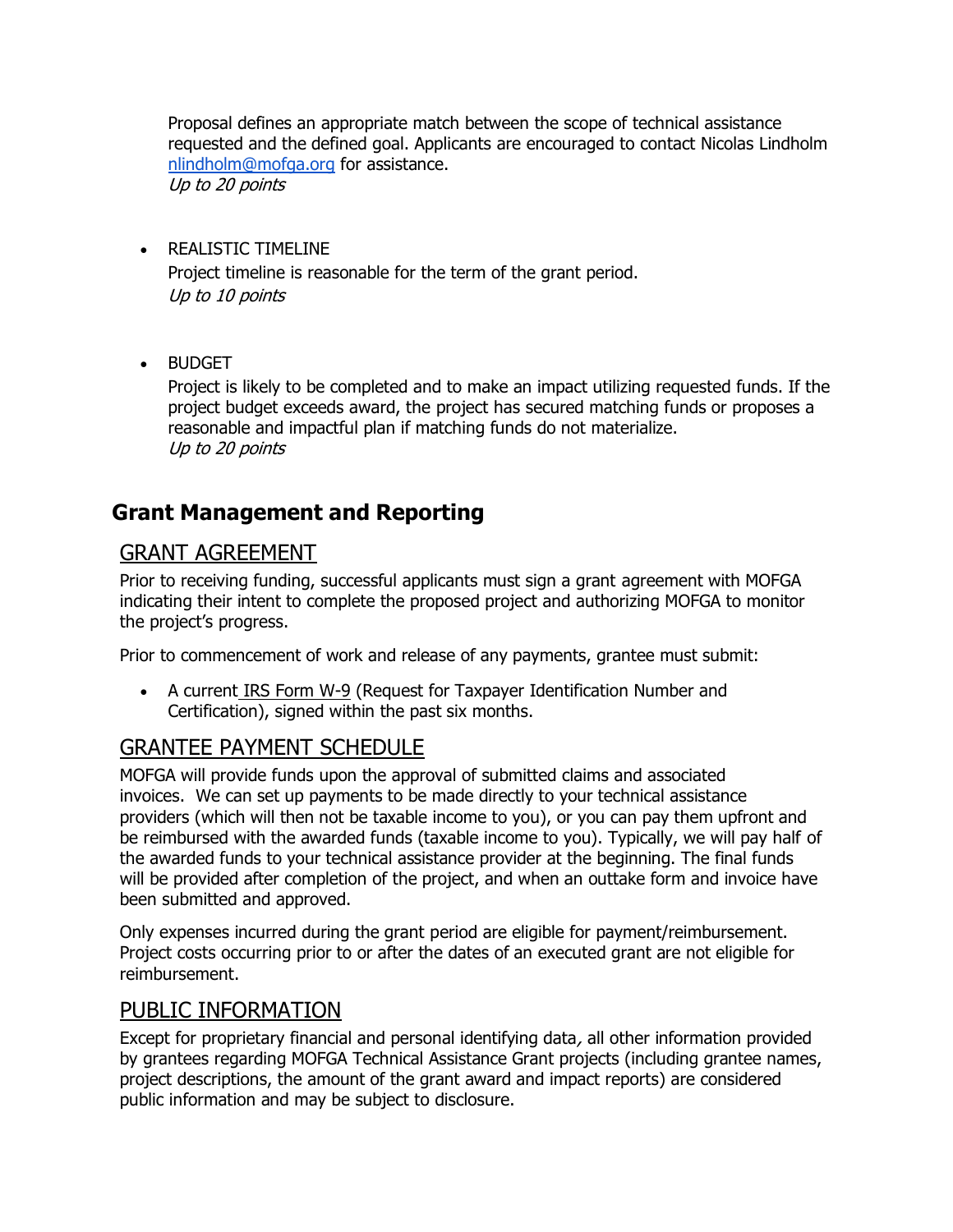Proposal defines an appropriate match between the scope of technical assistance requested and the defined goal. Applicants are encouraged to contact Nicolas Lindholm [nlindholm@mofga.org](mailto:nlindholm@mofga.org) for assistance.
*Up to 20 points*

- REALISTIC TIMELINE
  Project timeline is reasonable for the term of the grant period.
  *Up to 10 points*

- BUDGET
  Project is likely to be completed and to make an impact utilizing requested funds. If the project budget exceeds award, the project has secured matching funds or proposes a reasonable and impactful plan if matching funds do not materialize.
  *Up to 20 points*

## Grant Management and Reporting

### GRANT AGREEMENT

Prior to receiving funding, successful applicants must sign a grant agreement with MOFGA indicating their intent to complete the proposed project and authorizing MOFGA to monitor the project's progress.

Prior to commencement of work and release of any payments, grantee must submit:

- A current IRS Form W-9 (Request for Taxpayer Identification Number and Certification), signed within the past six months.

### GRANTEE PAYMENT SCHEDULE

MOFGA will provide funds upon the approval of submitted claims and associated invoices. We can set up payments to be made directly to your technical assistance providers (which will then not be taxable income to you), or you can pay them upfront and be reimbursed with the awarded funds (taxable income to you). Typically, we will pay half of the awarded funds to your technical assistance provider at the beginning. The final funds will be provided after completion of the project, and when an outtake form and invoice have been submitted and approved.

Only expenses incurred during the grant period are eligible for payment/reimbursement. Project costs occurring prior to or after the dates of an executed grant are not eligible for reimbursement.

### PUBLIC INFORMATION

Except for proprietary financial and personal identifying data, all other information provided by grantees regarding MOFGA Technical Assistance Grant projects (including grantee names, project descriptions, the amount of the grant award and impact reports) are considered public information and may be subject to disclosure.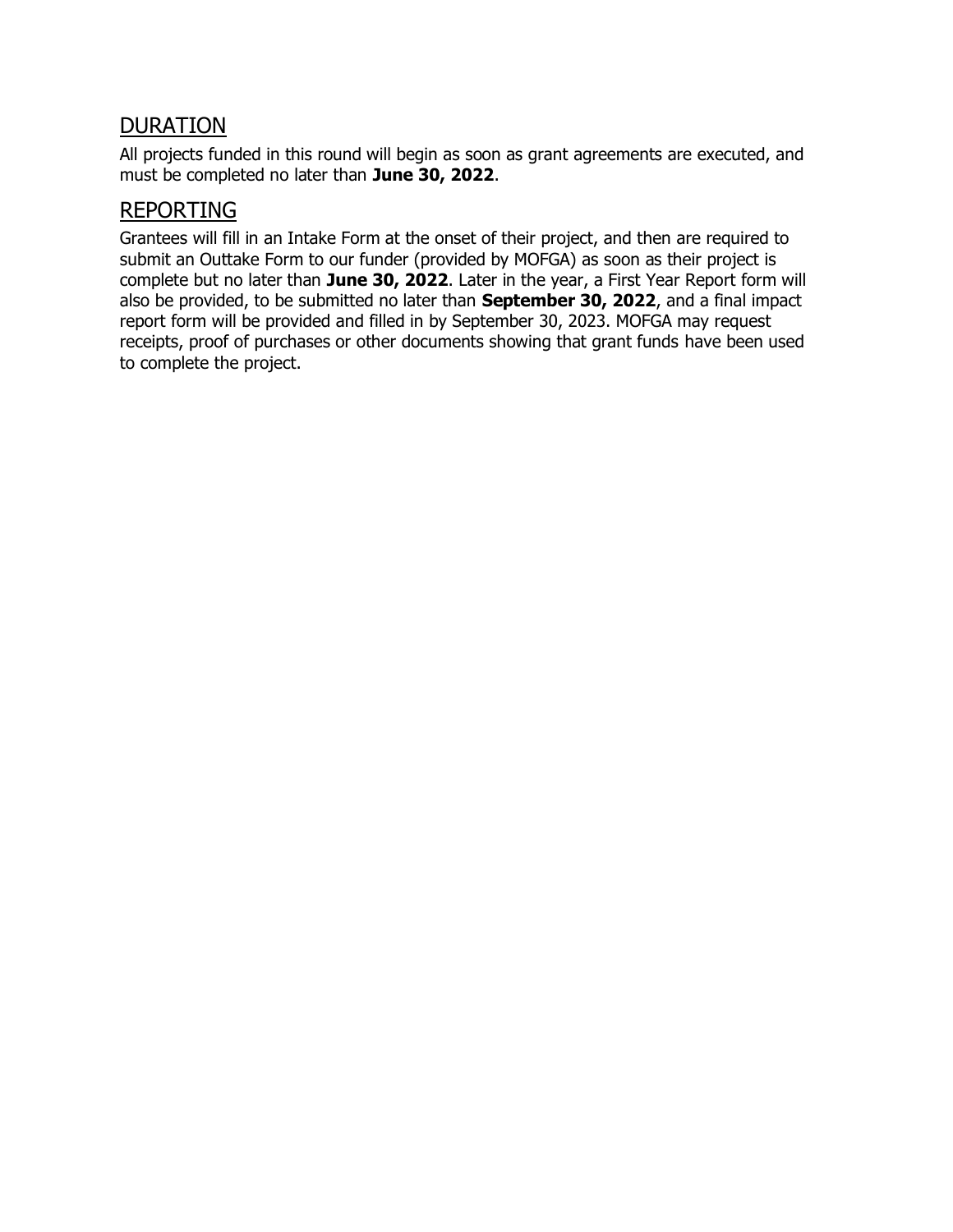## DURATION

All projects funded in this round will begin as soon as grant agreements are executed, and must be completed no later than **June 30, 2022**.

## REPORTING

Grantees will fill in an Intake Form at the onset of their project, and then are required to submit an Outtake Form to our funder (provided by MOFGA) as soon as their project is complete but no later than **June 30, 2022**. Later in the year, a First Year Report form will also be provided, to be submitted no later than **September 30, 2022**, and a final impact report form will be provided and filled in by September 30, 2023. MOFGA may request receipts, proof of purchases or other documents showing that grant funds have been used to complete the project.